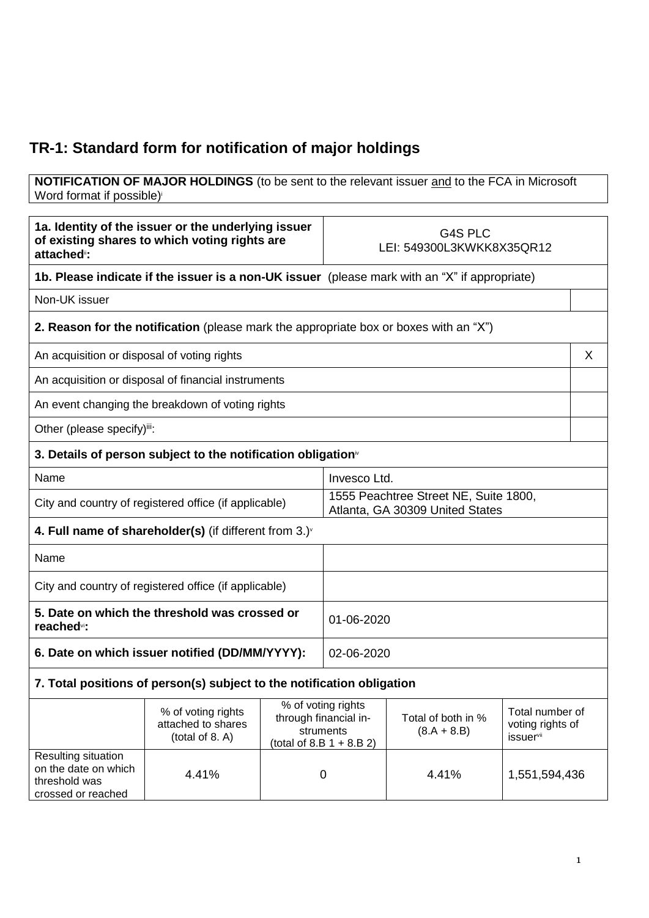# TR-1: Standard form for notification of major holdings

| **NOTIFICATION OF MAJOR HOLDINGS** (to be sent to the relevant issuer and to the FCA in Microsoft Word format if possible)[i] |
|---|

| **1a. Identity of the issuer or the underlying issuer of existing shares to which voting rights are attached**[ii]**:** | G4S PLC<br>LEI: 549300L3KWKK8X35QR12 |
|---|---|
| **1b. Please indicate if the issuer is a non-UK issuer** (please mark with an "X" if appropriate) | |
| Non-UK issuer | |
| **2. Reason for the notification** (please mark the appropriate box or boxes with an "X") | |
| An acquisition or disposal of voting rights | X |
| An acquisition or disposal of financial instruments | |
| An event changing the breakdown of voting rights | |
| Other (please specify)[iii]: | |
| **3. Details of person subject to the notification obligation**[iv] | |
| Name | Invesco Ltd. |
| City and country of registered office (if applicable) | 1555 Peachtree Street NE, Suite 1800, Atlanta, GA 30309 United States |
| **4. Full name of shareholder(s)** (if different from 3.)[v] | |
| Name | |
| City and country of registered office (if applicable) | |
| **5. Date on which the threshold was crossed or reached**[vi]**:** | 01-06-2020 |
| **6. Date on which issuer notified (DD/MM/YYYY):** | 02-06-2020 |

**7. Total positions of person(s) subject to the notification obligation**

| | % of voting rights attached to shares (total of 8. A) | % of voting rights through financial instruments (total of 8.B 1 + 8.B 2) | Total of both in % (8.A + 8.B) | Total number of voting rights of issuer[vii] |
|---|---|---|---|---|
| Resulting situation on the date on which threshold was crossed or reached | 4.41% | 0 | 4.41% | 1,551,594,436 |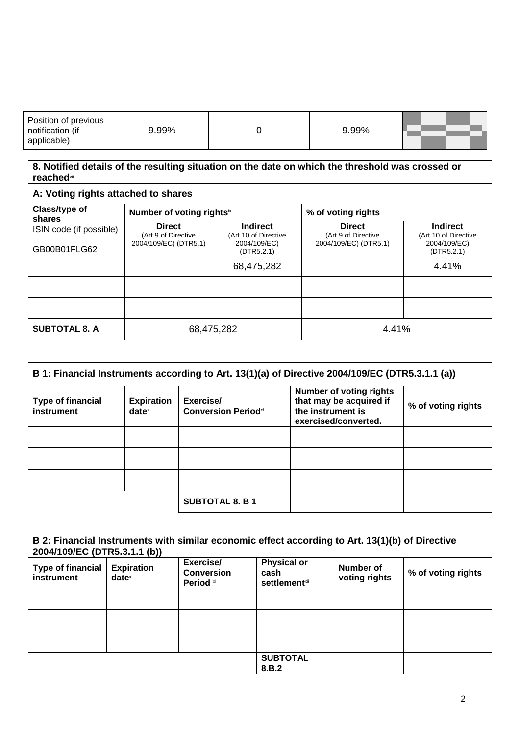| Position of previous notification (if applicable) | 9.99% | 0 | 9.99% | |
|---|---|---|---|---|

**8. Notified details of the resulting situation on the date on which the threshold was crossed or reached**[viii]

**A: Voting rights attached to shares**

| Class/type of shares ISIN code (if possible) | Number of voting rights[ix] | | % of voting rights | |
|---|---|---|---|---|
| GB00B01FLG62 | **Direct** (Art 9 of Directive 2004/109/EC) (DTR5.1) | **Indirect** (Art 10 of Directive 2004/109/EC) (DTR5.2.1) | **Direct** (Art 9 of Directive 2004/109/EC) (DTR5.1) | **Indirect** (Art 10 of Directive 2004/109/EC) (DTR5.2.1) |
| | | 68,475,282 | | 4.41% |
| | | | | |
| | | | | |
| **SUBTOTAL 8. A** | 68,475,282 | | 4.41% | |

**B 1: Financial Instruments according to Art. 13(1)(a) of Directive 2004/109/EC (DTR5.3.1.1 (a))**

| Type of financial instrument | Expiration date[x] | Exercise/ Conversion Period[xi] | Number of voting rights that may be acquired if the instrument is exercised/converted. | % of voting rights |
|---|---|---|---|---|
| | | | | |
| | | | | |
| | | | | |
| | | **SUBTOTAL 8. B 1** | | |

**B 2: Financial Instruments with similar economic effect according to Art. 13(1)(b) of Directive 2004/109/EC (DTR5.3.1.1 (b))**

| Type of financial instrument | Expiration date[x] | Exercise/ Conversion Period[xi] | Physical or cash settlement[xii] | Number of voting rights | % of voting rights |
|---|---|---|---|---|---|
| | | | | | |
| | | | | | |
| | | | | | |
| | | | **SUBTOTAL 8.B.2** | | |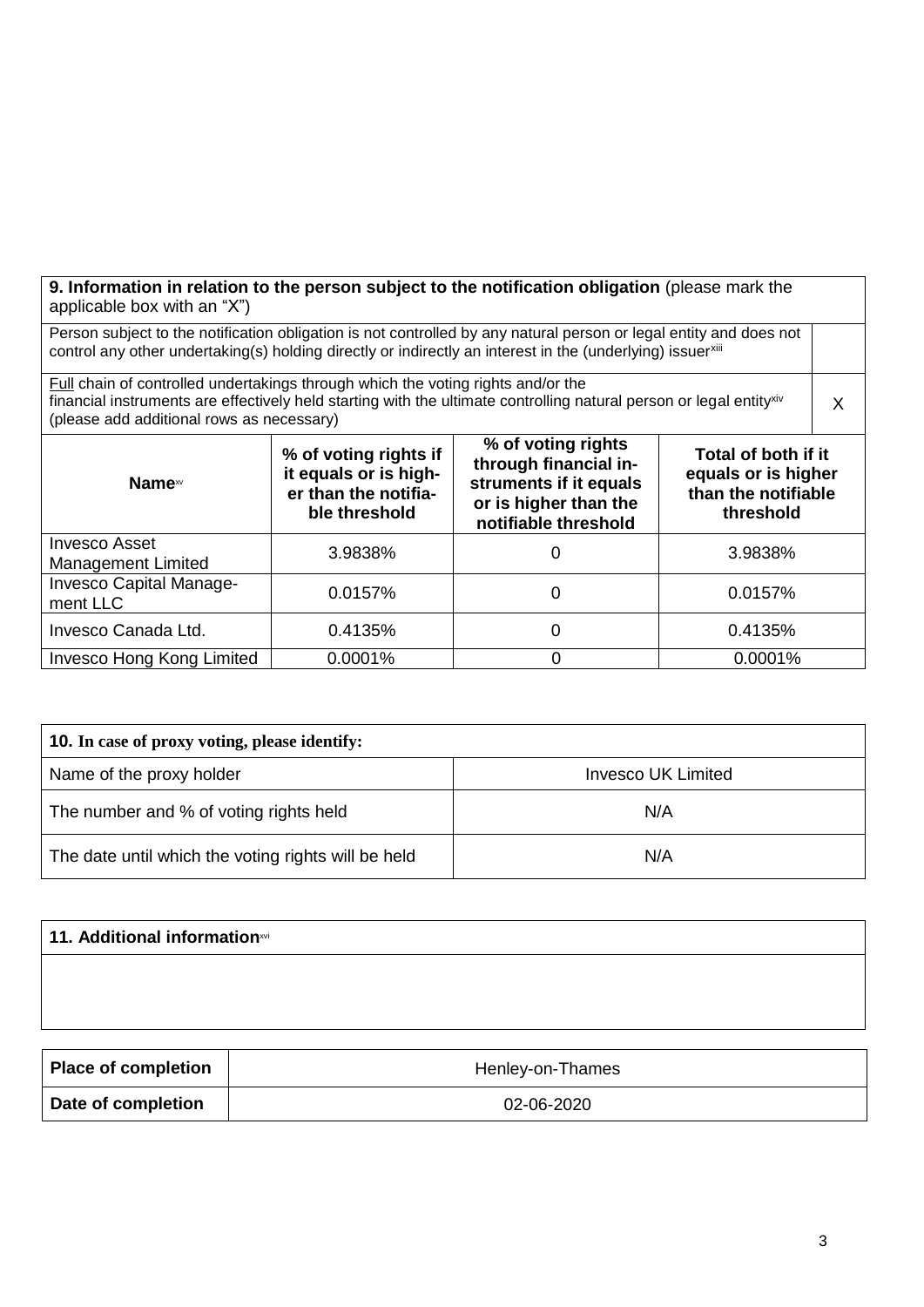| **9. Information in relation to the person subject to the notification obligation** (please mark the applicable box with an "X") | | | | |
|---|---|---|---|---|
| Person subject to the notification obligation is not controlled by any natural person or legal entity and does not control any other undertaking(s) holding directly or indirectly an interest in the (underlying) issuer[xiii] | | | | |
| Full chain of controlled undertakings through which the voting rights and/or the financial instruments are effectively held starting with the ultimate controlling natural person or legal entity[xiv] (please add additional rows as necessary) | | | | X |
| **Name**[xv] | **% of voting rights if it equals or is higher than the notifiable threshold** | **% of voting rights through financial instruments if it equals or is higher than the notifiable threshold** | **Total of both if it equals or is higher than the notifiable threshold** | |
| Invesco Asset Management Limited | 3.9838% | 0 | 3.9838% | |
| Invesco Capital Management LLC | 0.0157% | 0 | 0.0157% | |
| Invesco Canada Ltd. | 0.4135% | 0 | 0.4135% | |
| Invesco Hong Kong Limited | 0.0001% | 0 | 0.0001% | |

| **10. In case of proxy voting, please identify:** | |
|---|---|
| Name of the proxy holder | Invesco UK Limited |
| The number and % of voting rights held | N/A |
| The date until which the voting rights will be held | N/A |

| **11. Additional information**[xvi] |
|---|
| |

| | |
|---|---|
| **Place of completion** | Henley-on-Thames |
| **Date of completion** | 02-06-2020 |